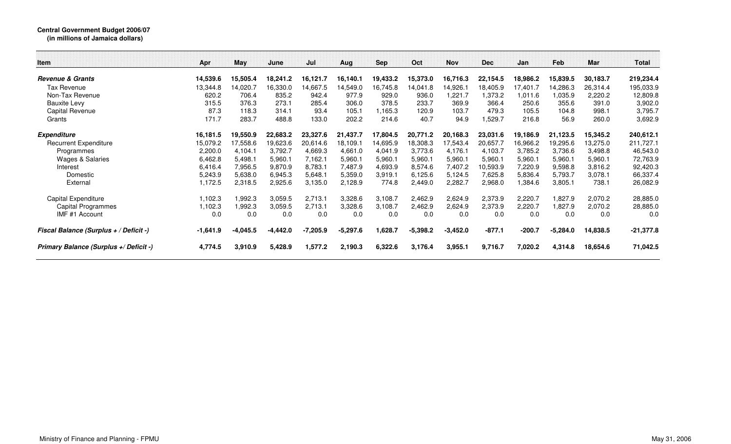**Central Government Budget 2006/07**
**(in millions of Jamaica dollars)**

| Item | Apr | May | June | Jul | Aug | Sep | Oct | Nov | Dec | Jan | Feb | Mar | Total |
|---|---|---|---|---|---|---|---|---|---|---|---|---|---|
| ***Revenue & Grants*** | **14,539.6** | **15,505.4** | **18,241.2** | **16,121.7** | **16,140.1** | **19,433.2** | **15,373.0** | **16,716.3** | **22,154.5** | **18,986.2** | **15,839.5** | **30,183.7** | **219,234.4** |
| Tax Revenue | 13,344.8 | 14,020.7 | 16,330.0 | 14,667.5 | 14,549.0 | 16,745.8 | 14,041.8 | 14,926.1 | 18,405.9 | 17,401.7 | 14,286.3 | 26,314.4 | 195,033.9 |
| Non-Tax Revenue | 620.2 | 706.4 | 835.2 | 942.4 | 977.9 | 929.0 | 936.0 | 1,221.7 | 1,373.2 | 1,011.6 | 1,035.9 | 2,220.2 | 12,809.8 |
| Bauxite Levy | 315.5 | 376.3 | 273.1 | 285.4 | 306.0 | 378.5 | 233.7 | 369.9 | 366.4 | 250.6 | 355.6 | 391.0 | 3,902.0 |
| Capital Revenue | 87.3 | 118.3 | 314.1 | 93.4 | 105.1 | 1,165.3 | 120.9 | 103.7 | 479.3 | 105.5 | 104.8 | 998.1 | 3,795.7 |
| Grants | 171.7 | 283.7 | 488.8 | 133.0 | 202.2 | 214.6 | 40.7 | 94.9 | 1,529.7 | 216.8 | 56.9 | 260.0 | 3,692.9 |
| ***Expenditure*** | **16,181.5** | **19,550.9** | **22,683.2** | **23,327.6** | **21,437.7** | **17,804.5** | **20,771.2** | **20,168.3** | **23,031.6** | **19,186.9** | **21,123.5** | **15,345.2** | **240,612.1** |
| Recurrent Expenditure | 15,079.2 | 17,558.6 | 19,623.6 | 20,614.6 | 18,109.1 | 14,695.9 | 18,308.3 | 17,543.4 | 20,657.7 | 16,966.2 | 19,295.6 | 13,275.0 | 211,727.1 |
| Programmes | 2,200.0 | 4,104.1 | 3,792.7 | 4,669.3 | 4,661.0 | 4,041.9 | 3,773.6 | 4,176.1 | 4,103.7 | 3,785.2 | 3,736.6 | 3,498.8 | 46,543.0 |
| Wages & Salaries | 6,462.8 | 5,498.1 | 5,960.1 | 7,162.1 | 5,960.1 | 5,960.1 | 5,960.1 | 5,960.1 | 5,960.1 | 5,960.1 | 5,960.1 | 5,960.1 | 72,763.9 |
| Interest | 6,416.4 | 7,956.5 | 9,870.9 | 8,783.1 | 7,487.9 | 4,693.9 | 8,574.6 | 7,407.2 | 10,593.9 | 7,220.9 | 9,598.8 | 3,816.2 | 92,420.3 |
| Domestic | 5,243.9 | 5,638.0 | 6,945.3 | 5,648.1 | 5,359.0 | 3,919.1 | 6,125.6 | 5,124.5 | 7,625.8 | 5,836.4 | 5,793.7 | 3,078.1 | 66,337.4 |
| External | 1,172.5 | 2,318.5 | 2,925.6 | 3,135.0 | 2,128.9 | 774.8 | 2,449.0 | 2,282.7 | 2,968.0 | 1,384.6 | 3,805.1 | 738.1 | 26,082.9 |
| Capital Expenditure | 1,102.3 | 1,992.3 | 3,059.5 | 2,713.1 | 3,328.6 | 3,108.7 | 2,462.9 | 2,624.9 | 2,373.9 | 2,220.7 | 1,827.9 | 2,070.2 | 28,885.0 |
| Capital Programmes | 1,102.3 | 1,992.3 | 3,059.5 | 2,713.1 | 3,328.6 | 3,108.7 | 2,462.9 | 2,624.9 | 2,373.9 | 2,220.7 | 1,827.9 | 2,070.2 | 28,885.0 |
| IMF #1 Account | 0.0 | 0.0 | 0.0 | 0.0 | 0.0 | 0.0 | 0.0 | 0.0 | 0.0 | 0.0 | 0.0 | 0.0 | 0.0 |
| ***Fiscal Balance (Surplus + / Deficit -)*** | **-1,641.9** | **-4,045.5** | **-4,442.0** | **-7,205.9** | **-5,297.6** | **1,628.7** | **-5,398.2** | **-3,452.0** | **-877.1** | **-200.7** | **-5,284.0** | **14,838.5** | **-21,377.8** |
| ***Primary Balance (Surplus +/ Deficit -)*** | **4,774.5** | **3,910.9** | **5,428.9** | **1,577.2** | **2,190.3** | **6,322.6** | **3,176.4** | **3,955.1** | **9,716.7** | **7,020.2** | **4,314.8** | **18,654.6** | **71,042.5** |

Ministry of Finance and Planning - FPMU

May 31, 2006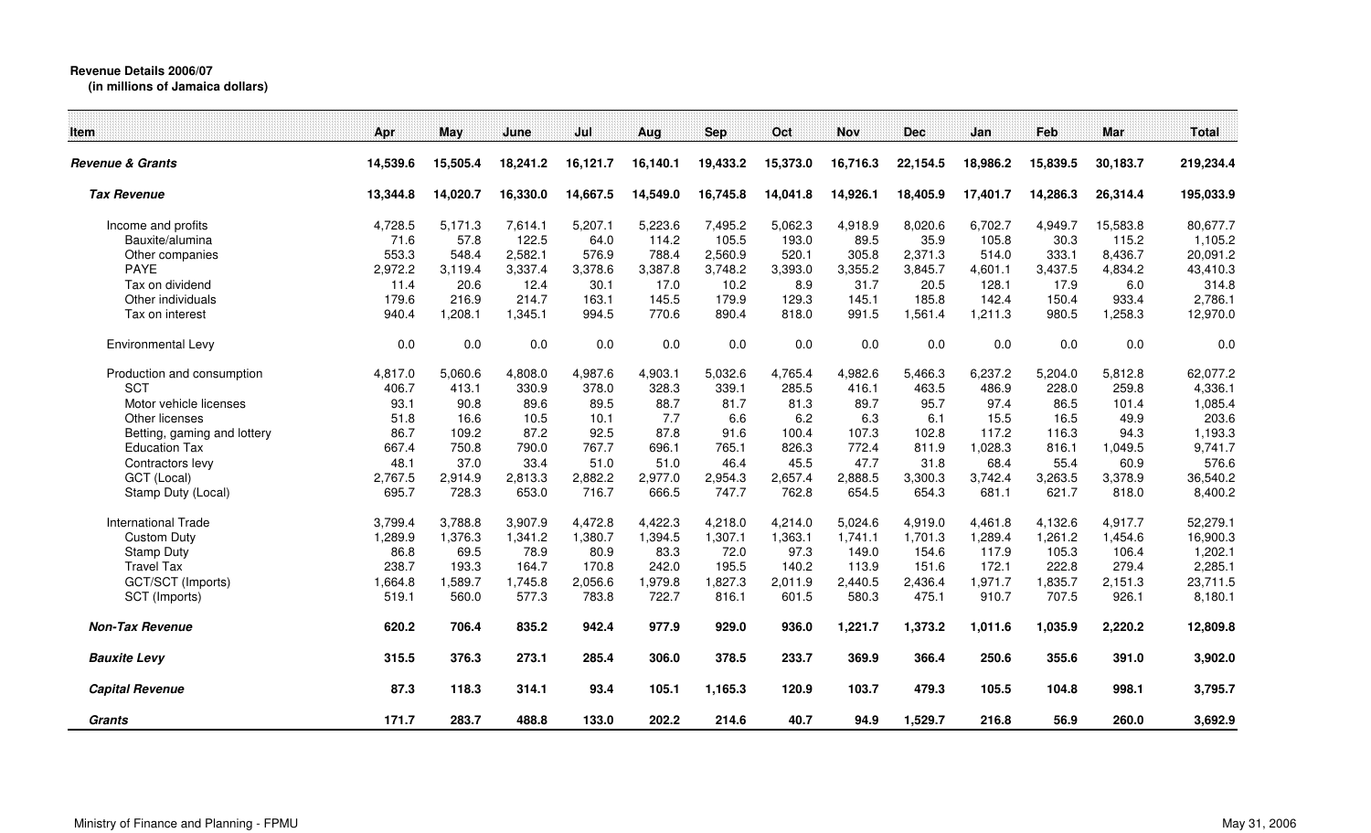**Revenue Details 2006/07**
**(in millions of Jamaica dollars)**

| Item | Apr | May | June | Jul | Aug | Sep | Oct | Nov | Dec | Jan | Feb | Mar | Total |
|---|---|---|---|---|---|---|---|---|---|---|---|---|---|
| ***Revenue & Grants*** | **14,539.6** | **15,505.4** | **18,241.2** | **16,121.7** | **16,140.1** | **19,433.2** | **15,373.0** | **16,716.3** | **22,154.5** | **18,986.2** | **15,839.5** | **30,183.7** | **219,234.4** |
| ***Tax Revenue*** | **13,344.8** | **14,020.7** | **16,330.0** | **14,667.5** | **14,549.0** | **16,745.8** | **14,041.8** | **14,926.1** | **18,405.9** | **17,401.7** | **14,286.3** | **26,314.4** | **195,033.9** |
| Income and profits | 4,728.5 | 5,171.3 | 7,614.1 | 5,207.1 | 5,223.6 | 7,495.2 | 5,062.3 | 4,918.9 | 8,020.6 | 6,702.7 | 4,949.7 | 15,583.8 | 80,677.7 |
| Bauxite/alumina | 71.6 | 57.8 | 122.5 | 64.0 | 114.2 | 105.5 | 193.0 | 89.5 | 35.9 | 105.8 | 30.3 | 115.2 | 1,105.2 |
| Other companies | 553.3 | 548.4 | 2,582.1 | 576.9 | 788.4 | 2,560.9 | 520.1 | 305.8 | 2,371.3 | 514.0 | 333.1 | 8,436.7 | 20,091.2 |
| PAYE | 2,972.2 | 3,119.4 | 3,337.4 | 3,378.6 | 3,387.8 | 3,748.2 | 3,393.0 | 3,355.2 | 3,845.7 | 4,601.1 | 3,437.5 | 4,834.2 | 43,410.3 |
| Tax on dividend | 11.4 | 20.6 | 12.4 | 30.1 | 17.0 | 10.2 | 8.9 | 31.7 | 20.5 | 128.1 | 17.9 | 6.0 | 314.8 |
| Other individuals | 179.6 | 216.9 | 214.7 | 163.1 | 145.5 | 179.9 | 129.3 | 145.1 | 185.8 | 142.4 | 150.4 | 933.4 | 2,786.1 |
| Tax on interest | 940.4 | 1,208.1 | 1,345.1 | 994.5 | 770.6 | 890.4 | 818.0 | 991.5 | 1,561.4 | 1,211.3 | 980.5 | 1,258.3 | 12,970.0 |
| Environmental Levy | 0.0 | 0.0 | 0.0 | 0.0 | 0.0 | 0.0 | 0.0 | 0.0 | 0.0 | 0.0 | 0.0 | 0.0 | 0.0 |
| Production and consumption | 4,817.0 | 5,060.6 | 4,808.0 | 4,987.6 | 4,903.1 | 5,032.6 | 4,765.4 | 4,982.6 | 5,466.3 | 6,237.2 | 5,204.0 | 5,812.8 | 62,077.2 |
| SCT | 406.7 | 413.1 | 330.9 | 378.0 | 328.3 | 339.1 | 285.5 | 416.1 | 463.5 | 486.9 | 228.0 | 259.8 | 4,336.1 |
| Motor vehicle licenses | 93.1 | 90.8 | 89.6 | 89.5 | 88.7 | 81.7 | 81.3 | 89.7 | 95.7 | 97.4 | 86.5 | 101.4 | 1,085.4 |
| Other licenses | 51.8 | 16.6 | 10.5 | 10.1 | 7.7 | 6.6 | 6.2 | 6.3 | 6.1 | 15.5 | 16.5 | 49.9 | 203.6 |
| Betting, gaming and lottery | 86.7 | 109.2 | 87.2 | 92.5 | 87.8 | 91.6 | 100.4 | 107.3 | 102.8 | 117.2 | 116.3 | 94.3 | 1,193.3 |
| Education Tax | 667.4 | 750.8 | 790.0 | 767.7 | 696.1 | 765.1 | 826.3 | 772.4 | 811.9 | 1,028.3 | 816.1 | 1,049.5 | 9,741.7 |
| Contractors levy | 48.1 | 37.0 | 33.4 | 51.0 | 51.0 | 46.4 | 45.5 | 47.7 | 31.8 | 68.4 | 55.4 | 60.9 | 576.6 |
| GCT (Local) | 2,767.5 | 2,914.9 | 2,813.3 | 2,882.2 | 2,977.0 | 2,954.3 | 2,657.4 | 2,888.5 | 3,300.3 | 3,742.4 | 3,263.5 | 3,378.9 | 36,540.2 |
| Stamp Duty (Local) | 695.7 | 728.3 | 653.0 | 716.7 | 666.5 | 747.7 | 762.8 | 654.5 | 654.3 | 681.1 | 621.7 | 818.0 | 8,400.2 |
| International Trade | 3,799.4 | 3,788.8 | 3,907.9 | 4,472.8 | 4,422.3 | 4,218.0 | 4,214.0 | 5,024.6 | 4,919.0 | 4,461.8 | 4,132.6 | 4,917.7 | 52,279.1 |
| Custom Duty | 1,289.9 | 1,376.3 | 1,341.2 | 1,380.7 | 1,394.5 | 1,307.1 | 1,363.1 | 1,741.1 | 1,701.3 | 1,289.4 | 1,261.2 | 1,454.6 | 16,900.3 |
| Stamp Duty | 86.8 | 69.5 | 78.9 | 80.9 | 83.3 | 72.0 | 97.3 | 149.0 | 154.6 | 117.9 | 105.3 | 106.4 | 1,202.1 |
| Travel Tax | 238.7 | 193.3 | 164.7 | 170.8 | 242.0 | 195.5 | 140.2 | 113.9 | 151.6 | 172.1 | 222.8 | 279.4 | 2,285.1 |
| GCT/SCT (Imports) | 1,664.8 | 1,589.7 | 1,745.8 | 2,056.6 | 1,979.8 | 1,827.3 | 2,011.9 | 2,440.5 | 2,436.4 | 1,971.7 | 1,835.7 | 2,151.3 | 23,711.5 |
| SCT (Imports) | 519.1 | 560.0 | 577.3 | 783.8 | 722.7 | 816.1 | 601.5 | 580.3 | 475.1 | 910.7 | 707.5 | 926.1 | 8,180.1 |
| ***Non-Tax Revenue*** | **620.2** | **706.4** | **835.2** | **942.4** | **977.9** | **929.0** | **936.0** | **1,221.7** | **1,373.2** | **1,011.6** | **1,035.9** | **2,220.2** | **12,809.8** |
| ***Bauxite Levy*** | **315.5** | **376.3** | **273.1** | **285.4** | **306.0** | **378.5** | **233.7** | **369.9** | **366.4** | **250.6** | **355.6** | **391.0** | **3,902.0** |
| ***Capital Revenue*** | **87.3** | **118.3** | **314.1** | **93.4** | **105.1** | **1,165.3** | **120.9** | **103.7** | **479.3** | **105.5** | **104.8** | **998.1** | **3,795.7** |
| ***Grants*** | **171.7** | **283.7** | **488.8** | **133.0** | **202.2** | **214.6** | **40.7** | **94.9** | **1,529.7** | **216.8** | **56.9** | **260.0** | **3,692.9** |

Ministry of Finance and Planning - FPMU

May 31, 2006